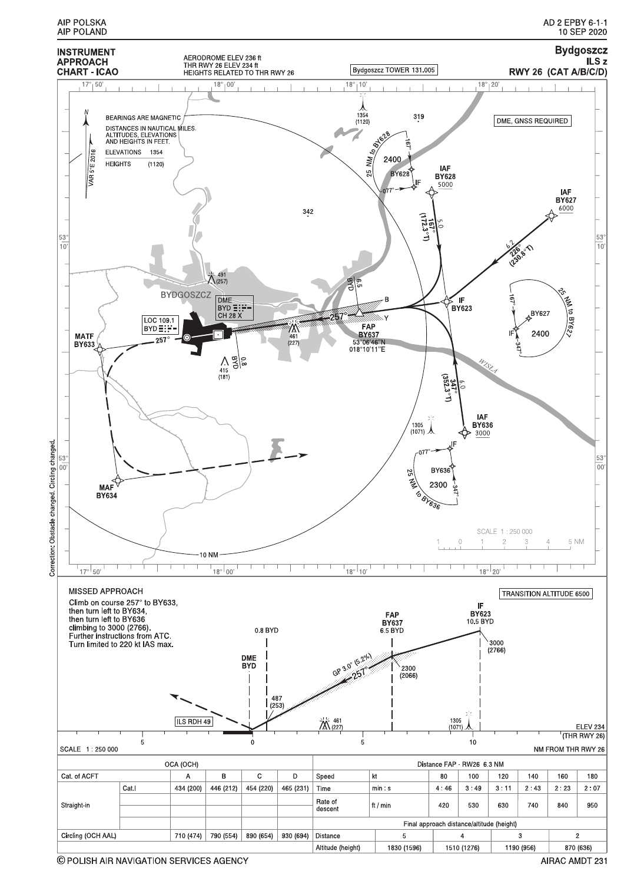# INSTRUMENT APPROACH CHART - ICAO

AERODROME ELEV 236 ft
THR RWY 26 ELEV 234 ft
HEIGHTS RELATED TO THR RWY 26

Bydgoszcz TOWER 131.005

## Bydgoszcz
## ILS z
## RWY 26 (CAT A/B/C/D)

BEARINGS ARE MAGNETIC
DISTANCES IN NAUTICAL MILES.
ALTITUDES, ELEVATIONS AND HEIGHTS IN FEET.
ELEVATIONS 1354
HEIGHTS (1120)

VAR 5°E 2016

DME, GNSS REQUIRED

IAF BY628 5000
IAF BY627 6000
IAF BY636 3000
IF BY623
FAP BY637 53°06'46"N 018°10'11"E
MATF BY633
MAF BY634

LOC 109.1 BYD
DME BYD CH 28 X

BYDGOSZCZ

WISLA

25 NM to BY628 — 2400
25 NM to BY627 — 2400
25 NM to BY636 — 2300

SCALE 1 : 250 000

## MISSED APPROACH

Climb on course 257° to BY633,
then turn left to BY634,
then turn left to BY636
climbing to 3000 (2766).
Further instructions from ATC.
Turn limited to 220 kt IAS max.

TRANSITION ALTITUDE 6500

IF BY623 10.5 BYD — 3000 (2766)
FAP BY637 6.5 BYD — 2300 (2066)
0.8 BYD — 487 (253)
GP 3.0° (5.2%) 257°
ILS RDH 49
ELEV 234 (THR RWY 26)

SCALE 1 : 250 000 — NM FROM THR RWY 26

| OCA (OCH) | | | | | | Distance FAP - RW26 6.3 NM | | | | | | | |
|---|---|---|---|---|---|---|---|---|---|---|---|---|---|
| Cat. of ACFT | | A | B | C | D | Speed | kt | 80 | 100 | 120 | 140 | 160 | 180 |
| Straight-in | Cat.I | 434 (200) | 446 (212) | 454 (220) | 465 (231) | Time | min : s | 4 : 46 | 3 : 49 | 3 : 11 | 2 : 43 | 2 : 23 | 2 : 07 |
| | | | | | | Rate of descent | ft / min | 420 | 530 | 630 | 740 | 840 | 950 |
| | | | | | | Final approach distance/altitude (height) | | | | | | | |
| Circling (OCH AAL) | | 710 (474) | 790 (554) | 890 (654) | 930 (694) | Distance | | 5 | | 4 | | 3 | 2 |
| | | | | | | Altitude (height) | | 1830 (1596) | | 1510 (1276) | | 1190 (956) | 870 (636) |

Correction: Obstacle changed. Circling changed.

© POLISH AIR NAVIGATION SERVICES AGENCY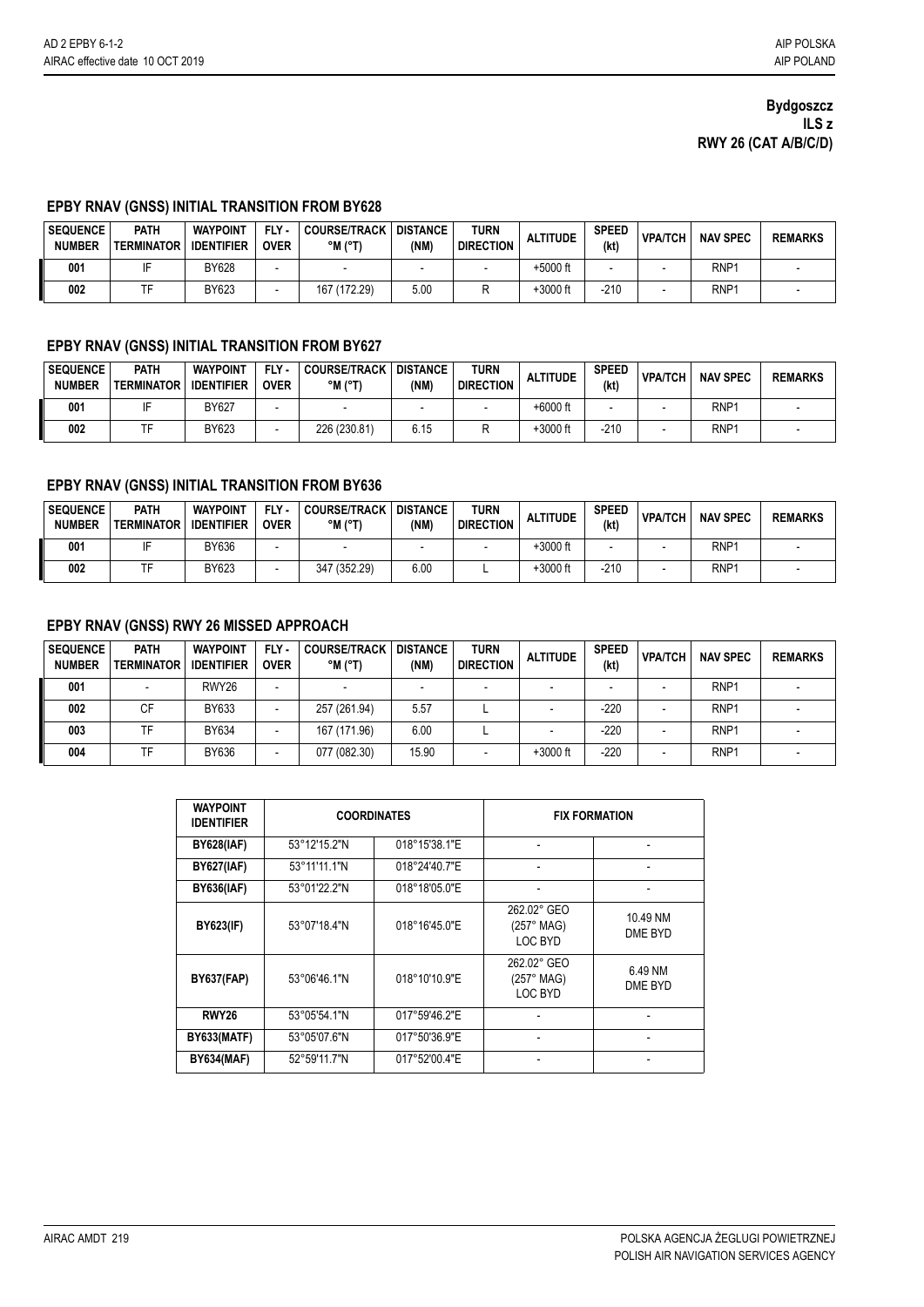**Bydgoszcz**
**ILS z**
**RWY 26 (CAT A/B/C/D)**

## EPBY RNAV (GNSS) INITIAL TRANSITION FROM BY628

| SEQUENCE NUMBER | PATH TERMINATOR | WAYPOINT IDENTIFIER | FLY - OVER | COURSE/TRACK °M (°T) | DISTANCE (NM) | TURN DIRECTION | ALTITUDE | SPEED (kt) | VPA/TCH | NAV SPEC | REMARKS |
|---|---|---|---|---|---|---|---|---|---|---|---|
| 001 | IF | BY628 | - | - | - | - | +5000 ft | - | - | RNP1 | - |
| 002 | TF | BY623 | - | 167 (172.29) | 5.00 | R | +3000 ft | -210 | - | RNP1 | - |

## EPBY RNAV (GNSS) INITIAL TRANSITION FROM BY627

| SEQUENCE NUMBER | PATH TERMINATOR | WAYPOINT IDENTIFIER | FLY - OVER | COURSE/TRACK °M (°T) | DISTANCE (NM) | TURN DIRECTION | ALTITUDE | SPEED (kt) | VPA/TCH | NAV SPEC | REMARKS |
|---|---|---|---|---|---|---|---|---|---|---|---|
| 001 | IF | BY627 | - | - | - | - | +6000 ft | - | - | RNP1 | - |
| 002 | TF | BY623 | - | 226 (230.81) | 6.15 | R | +3000 ft | -210 | - | RNP1 | - |

## EPBY RNAV (GNSS) INITIAL TRANSITION FROM BY636

| SEQUENCE NUMBER | PATH TERMINATOR | WAYPOINT IDENTIFIER | FLY - OVER | COURSE/TRACK °M (°T) | DISTANCE (NM) | TURN DIRECTION | ALTITUDE | SPEED (kt) | VPA/TCH | NAV SPEC | REMARKS |
|---|---|---|---|---|---|---|---|---|---|---|---|
| 001 | IF | BY636 | - | - | - | - | +3000 ft | - | - | RNP1 | - |
| 002 | TF | BY623 | - | 347 (352.29) | 6.00 | L | +3000 ft | -210 | - | RNP1 | - |

## EPBY RNAV (GNSS) RWY 26 MISSED APPROACH

| SEQUENCE NUMBER | PATH TERMINATOR | WAYPOINT IDENTIFIER | FLY - OVER | COURSE/TRACK °M (°T) | DISTANCE (NM) | TURN DIRECTION | ALTITUDE | SPEED (kt) | VPA/TCH | NAV SPEC | REMARKS |
|---|---|---|---|---|---|---|---|---|---|---|---|
| 001 | - | RWY26 | - | - | - | - | - | - | - | RNP1 | - |
| 002 | CF | BY633 | - | 257 (261.94) | 5.57 | L | - | -220 | - | RNP1 | - |
| 003 | TF | BY634 | - | 167 (171.96) | 6.00 | L | - | -220 | - | RNP1 | - |
| 004 | TF | BY636 | - | 077 (082.30) | 15.90 | - | +3000 ft | -220 | - | RNP1 | - |

| WAYPOINT IDENTIFIER | COORDINATES | | FIX FORMATION | |
|---|---|---|---|---|
| **BY628(IAF)** | 53°12'15.2"N | 018°15'38.1"E | - | - |
| **BY627(IAF)** | 53°11'11.1"N | 018°24'40.7"E | - | - |
| **BY636(IAF)** | 53°01'22.2"N | 018°18'05.0"E | - | - |
| **BY623(IF)** | 53°07'18.4"N | 018°16'45.0"E | 262.02° GEO (257° MAG) LOC BYD | 10.49 NM DME BYD |
| **BY637(FAP)** | 53°06'46.1"N | 018°10'10.9"E | 262.02° GEO (257° MAG) LOC BYD | 6.49 NM DME BYD |
| **RWY26** | 53°05'54.1"N | 017°59'46.2"E | - | - |
| **BY633(MATF)** | 53°05'07.6"N | 017°50'36.9"E | - | - |
| **BY634(MAF)** | 52°59'11.7"N | 017°52'00.4"E | - | - |